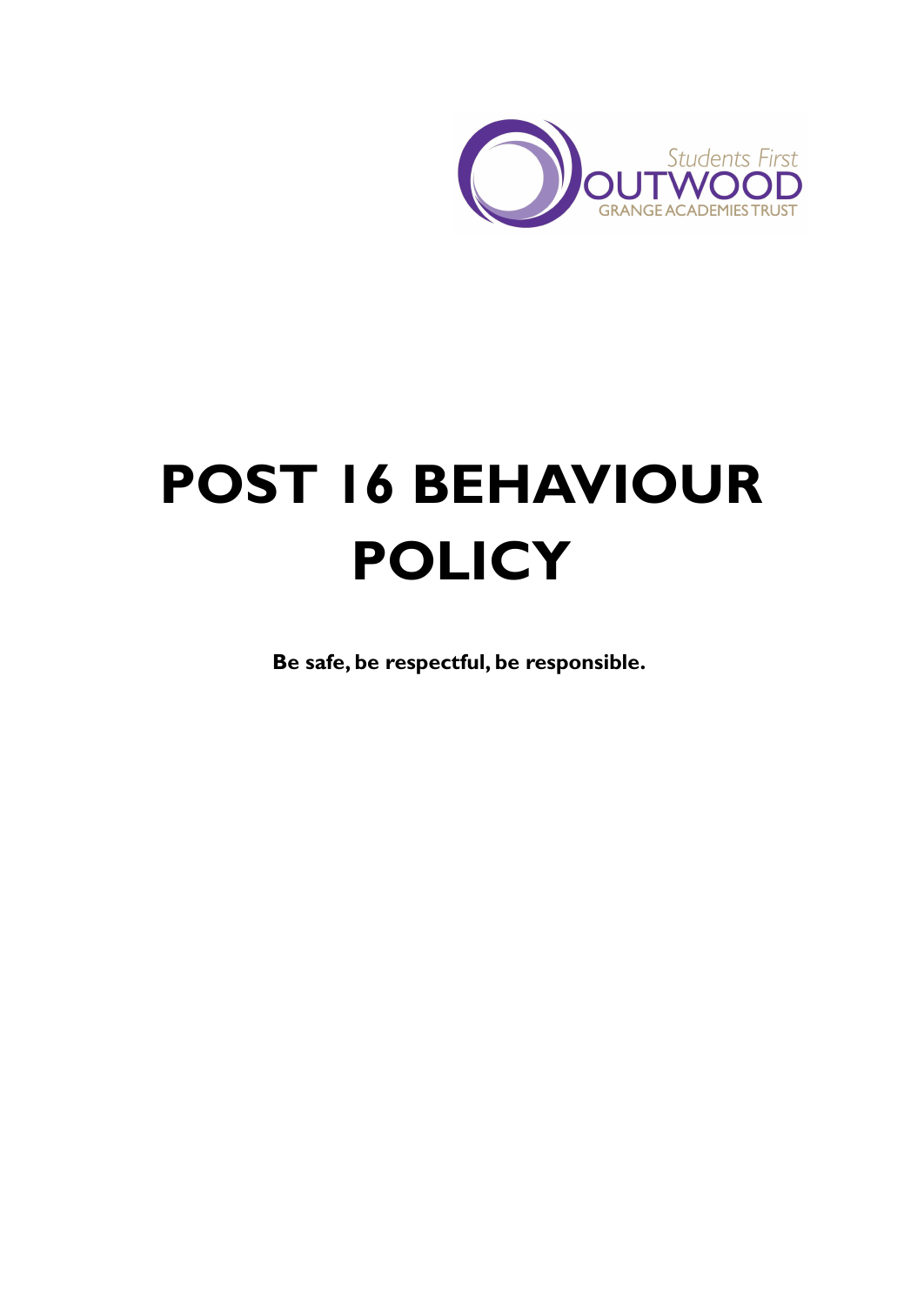Students First
OUTWOOD
GRANGE ACADEMIES TRUST

# POST 16 BEHAVIOUR POLICY

**Be safe, be respectful, be responsible.**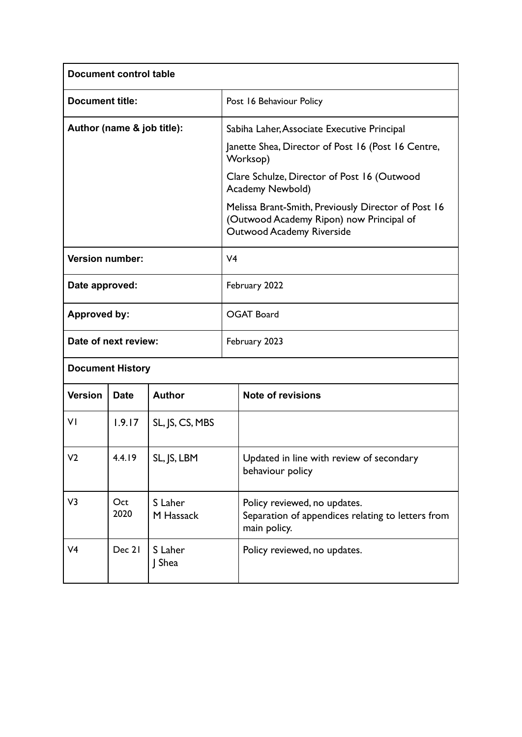| Document control table | |
|---|---|
| **Document title:** | Post 16 Behaviour Policy |
| **Author (name & job title):** | Sabiha Laher, Associate Executive Principal<br><br>Janette Shea, Director of Post 16 (Post 16 Centre, Worksop)<br><br>Clare Schulze, Director of Post 16 (Outwood Academy Newbold)<br><br>Melissa Brant-Smith, Previously Director of Post 16 (Outwood Academy Ripon) now Principal of Outwood Academy Riverside |
| **Version number:** | V4 |
| **Date approved:** | February 2022 |
| **Approved by:** | OGAT Board |
| **Date of next review:** | February 2023 |

**Document History**

| Version | Date | Author | Note of revisions |
|---|---|---|---|
| V1 | 1.9.17 | SL, JS, CS, MBS | |
| V2 | 4.4.19 | SL, JS, LBM | Updated in line with review of secondary behaviour policy |
| V3 | Oct 2020 | S Laher<br>M Hassack | Policy reviewed, no updates.<br>Separation of appendices relating to letters from main policy. |
| V4 | Dec 21 | S Laher<br>J Shea | Policy reviewed, no updates. |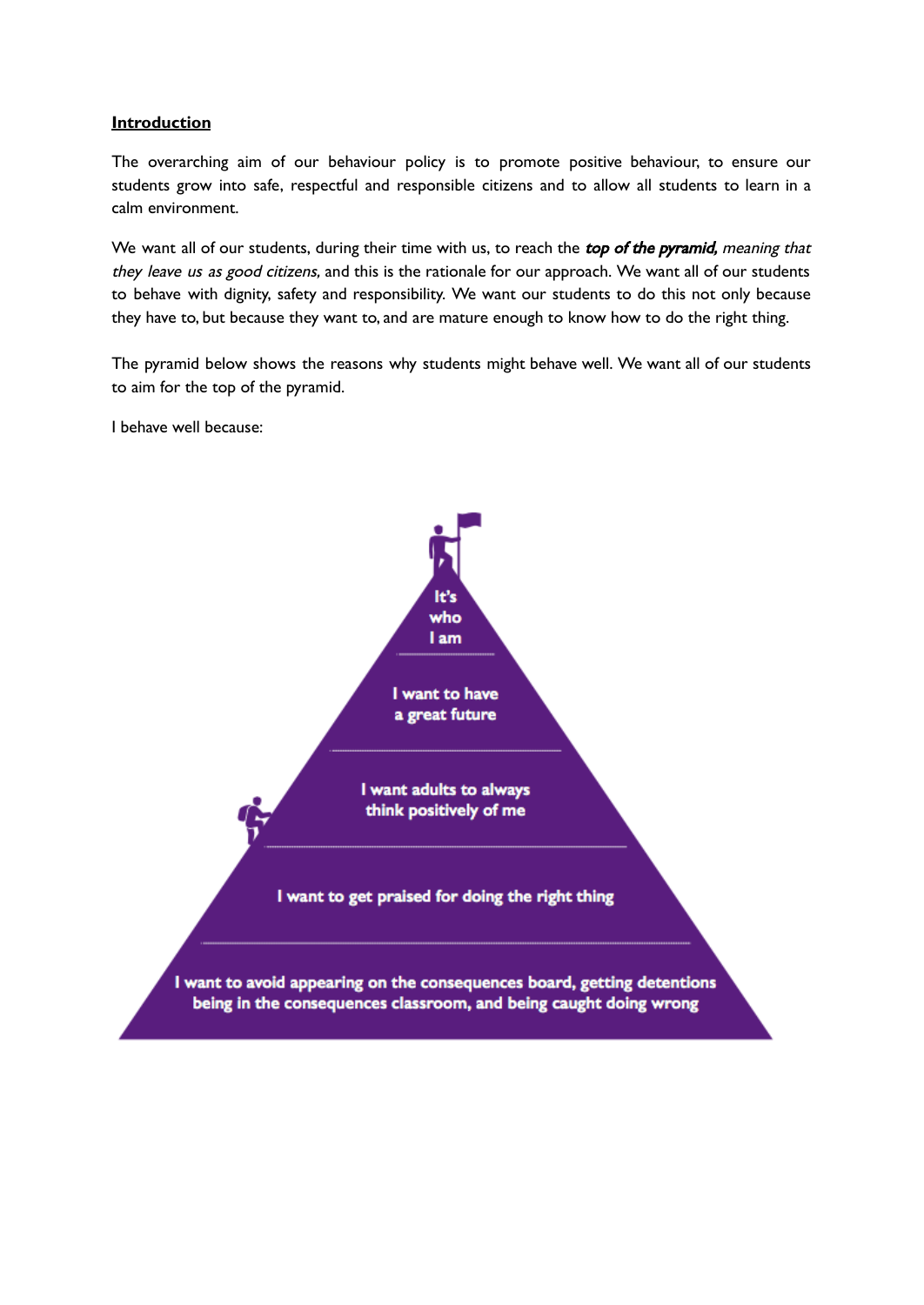## **Introduction**

The overarching aim of our behaviour policy is to promote positive behaviour, to ensure our students grow into safe, respectful and responsible citizens and to allow all students to learn in a calm environment.

We want all of our students, during their time with us, to reach the ***top of the pyramid,*** *meaning that they leave us as good citizens,* and this is the rationale for our approach. We want all of our students to behave with dignity, safety and responsibility. We want our students to do this not only because they have to, but because they want to, and are mature enough to know how to do the right thing.

The pyramid below shows the reasons why students might behave well. We want all of our students to aim for the top of the pyramid.

I behave well because:

- It's who I am
- I want to have a great future
- I want adults to always think positively of me
- I want to get praised for doing the right thing
- I want to avoid appearing on the consequences board, getting detentions being in the consequences classroom, and being caught doing wrong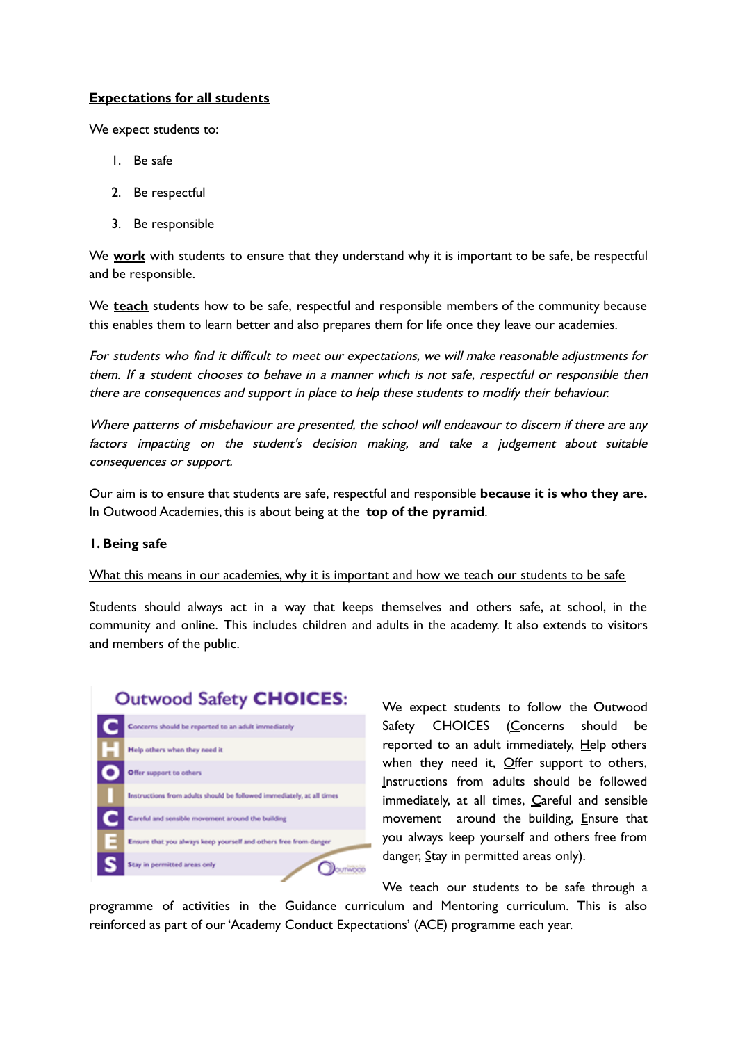## Expectations for all students

We expect students to:

1. Be safe
2. Be respectful
3. Be responsible

We **work** with students to ensure that they understand why it is important to be safe, be respectful and be responsible.

We **teach** students how to be safe, respectful and responsible members of the community because this enables them to learn better and also prepares them for life once they leave our academies.

*For students who find it difficult to meet our expectations, we will make reasonable adjustments for them. If a student chooses to behave in a manner which is not safe, respectful or responsible then there are consequences and support in place to help these students to modify their behaviour.*

*Where patterns of misbehaviour are presented, the school will endeavour to discern if there are any factors impacting on the student's decision making, and take a judgement about suitable consequences or support.*

Our aim is to ensure that students are safe, respectful and responsible **because it is who they are.** In Outwood Academies, this is about being at the **top of the pyramid**.

### 1. Being safe

What this means in our academies, why it is important and how we teach our students to be safe

Students should always act in a way that keeps themselves and others safe, at school, in the community and online. This includes children and adults in the academy. It also extends to visitors and members of the public.

**Outwood Safety CHOICES:**

| | |
|---|---|
| C | Concerns should be reported to an adult immediately |
| H | Help others when they need it |
| O | Offer support to others |
| I | Instructions from adults should be followed immediately, at all times |
| C | Careful and sensible movement around the building |
| E | Ensure that you always keep yourself and others free from danger |
| S | Stay in permitted areas only |

We expect students to follow the Outwood Safety CHOICES (Concerns should be reported to an adult immediately, Help others when they need it, Offer support to others, Instructions from adults should be followed immediately, at all times, Careful and sensible movement around the building, Ensure that you always keep yourself and others free from danger, Stay in permitted areas only).

We teach our students to be safe through a programme of activities in the Guidance curriculum and Mentoring curriculum. This is also reinforced as part of our 'Academy Conduct Expectations' (ACE) programme each year.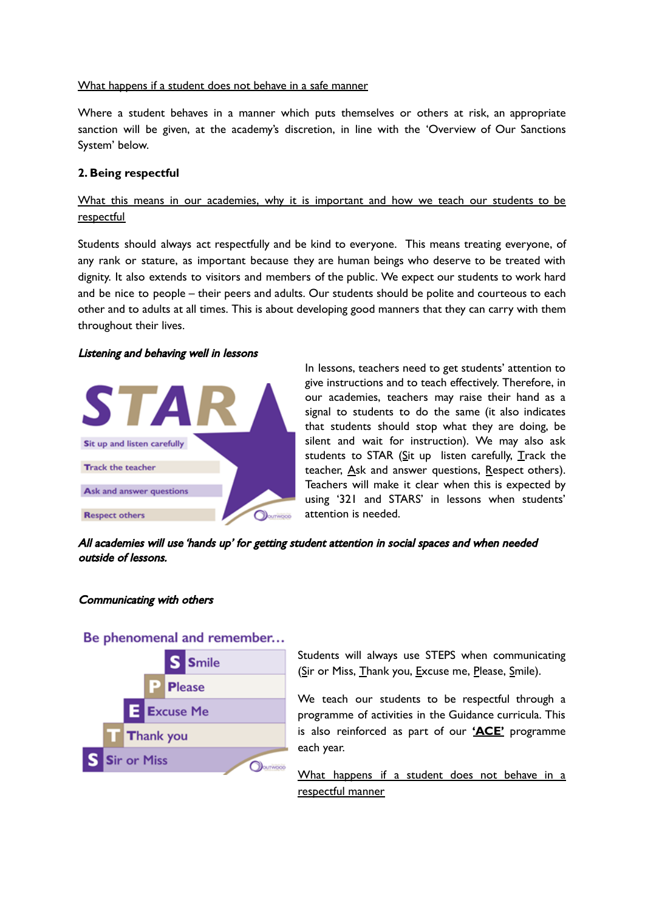What happens if a student does not behave in a safe manner

Where a student behaves in a manner which puts themselves or others at risk, an appropriate sanction will be given, at the academy's discretion, in line with the 'Overview of Our Sanctions System' below.

**2. Being respectful**

What this means in our academies, why it is important and how we teach our students to be respectful

Students should always act respectfully and be kind to everyone. This means treating everyone, of any rank or stature, as important because they are human beings who deserve to be treated with dignity. It also extends to visitors and members of the public. We expect our students to work hard and be nice to people – their peers and adults. Our students should be polite and courteous to each other and to adults at all times. This is about developing good manners that they can carry with them throughout their lives.

***Listening and behaving well in lessons***

STAR

- Sit up and listen carefully
- Track the teacher
- Ask and answer questions
- Respect others

In lessons, teachers need to get students' attention to give instructions and to teach effectively. Therefore, in our academies, teachers may raise their hand as a signal to students to do the same (it also indicates that students should stop what they are doing, be silent and wait for instruction). We may also ask students to STAR (Sit up listen carefully, Track the teacher, Ask and answer questions, Respect others). Teachers will make it clear when this is expected by using '321 and STARS' in lessons when students' attention is needed.

***All academies will use 'hands up' for getting student attention in social spaces and when needed outside of lessons.***

***Communicating with others***

Be phenomenal and remember…

- S Smile
- P Please
- E Excuse Me
- T Thank you
- S Sir or Miss

Students will always use STEPS when communicating (Sir or Miss, Thank you, Excuse me, Please, Smile).

We teach our students to be respectful through a programme of activities in the Guidance curricula. This is also reinforced as part of our **'ACE'** programme each year.

What happens if a student does not behave in a respectful manner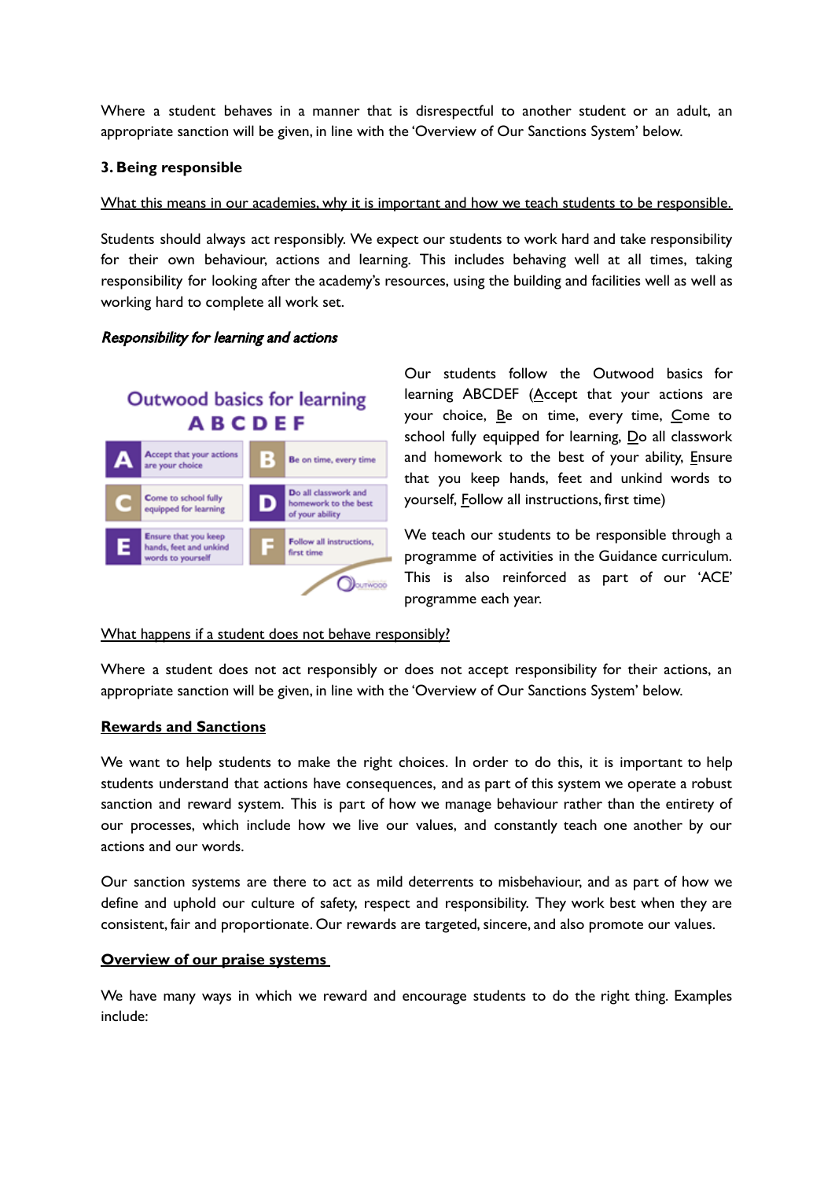Where a student behaves in a manner that is disrespectful to another student or an adult, an appropriate sanction will be given, in line with the 'Overview of Our Sanctions System' below.

**3. Being responsible**

What this means in our academies, why it is important and how we teach students to be responsible.

Students should always act responsibly. We expect our students to work hard and take responsibility for their own behaviour, actions and learning. This includes behaving well at all times, taking responsibility for looking after the academy's resources, using the building and facilities well as well as working hard to complete all work set.

***Responsibility for learning and actions***

**Outwood basics for learning**
**A B C D E F**

| | | | |
|---|---|---|---|
| **A** | Accept that your actions are your choice | **B** | Be on time, every time |
| **C** | Come to school fully equipped for learning | **D** | Do all classwork and homework to the best of your ability |
| **E** | Ensure that you keep hands, feet and unkind words to yourself | **F** | Follow all instructions, first time |

Our students follow the Outwood basics for learning ABCDEF (Accept that your actions are your choice, Be on time, every time, Come to school fully equipped for learning, Do all classwork and homework to the best of your ability, Ensure that you keep hands, feet and unkind words to yourself, Follow all instructions, first time)

We teach our students to be responsible through a programme of activities in the Guidance curriculum. This is also reinforced as part of our 'ACE' programme each year.

What happens if a student does not behave responsibly?

Where a student does not act responsibly or does not accept responsibility for their actions, an appropriate sanction will be given, in line with the 'Overview of Our Sanctions System' below.

**Rewards and Sanctions**

We want to help students to make the right choices. In order to do this, it is important to help students understand that actions have consequences, and as part of this system we operate a robust sanction and reward system. This is part of how we manage behaviour rather than the entirety of our processes, which include how we live our values, and constantly teach one another by our actions and our words.

Our sanction systems are there to act as mild deterrents to misbehaviour, and as part of how we define and uphold our culture of safety, respect and responsibility. They work best when they are consistent, fair and proportionate. Our rewards are targeted, sincere, and also promote our values.

**Overview of our praise systems**

We have many ways in which we reward and encourage students to do the right thing. Examples include: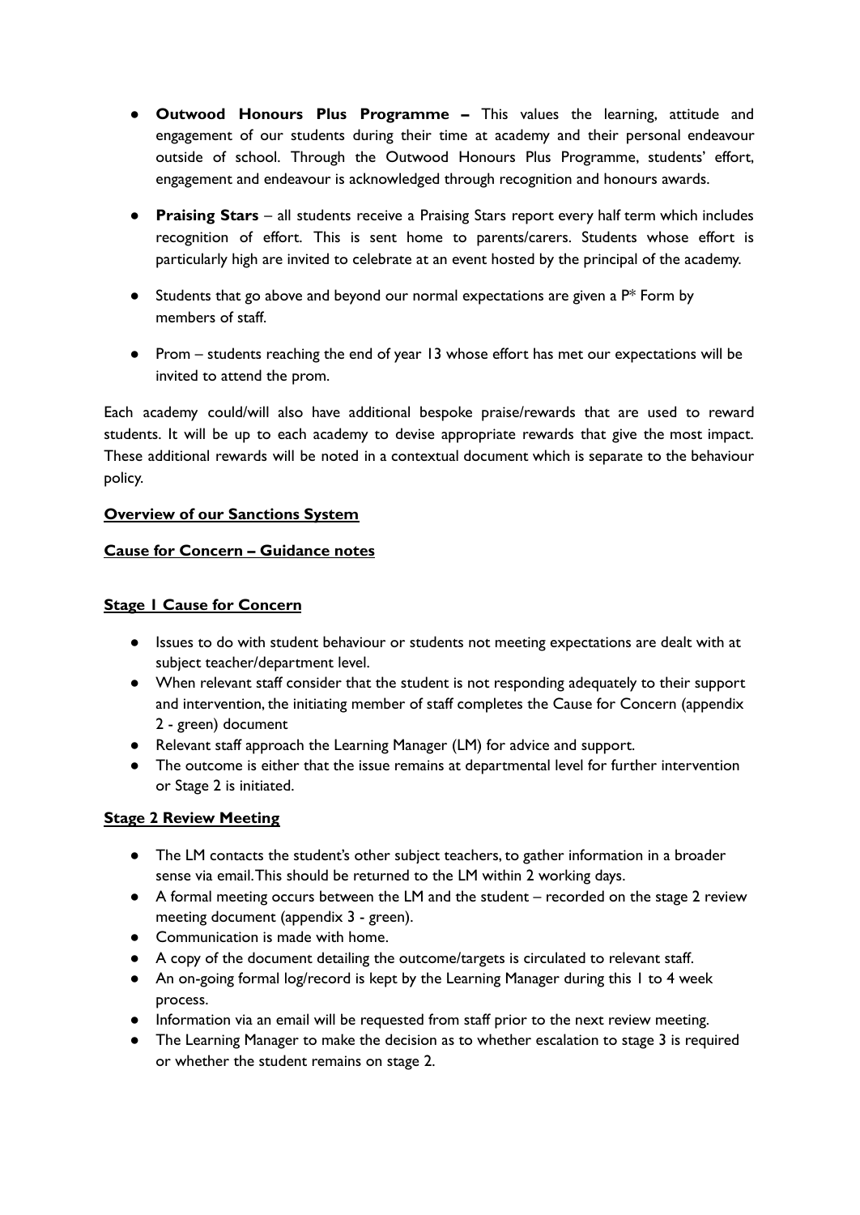- **Outwood Honours Plus Programme –** This values the learning, attitude and engagement of our students during their time at academy and their personal endeavour outside of school. Through the Outwood Honours Plus Programme, students' effort, engagement and endeavour is acknowledged through recognition and honours awards.
- **Praising Stars** – all students receive a Praising Stars report every half term which includes recognition of effort. This is sent home to parents/carers. Students whose effort is particularly high are invited to celebrate at an event hosted by the principal of the academy.
- Students that go above and beyond our normal expectations are given a P* Form by members of staff.
- Prom – students reaching the end of year 13 whose effort has met our expectations will be invited to attend the prom.

Each academy could/will also have additional bespoke praise/rewards that are used to reward students. It will be up to each academy to devise appropriate rewards that give the most impact. These additional rewards will be noted in a contextual document which is separate to the behaviour policy.

**Overview of our Sanctions System**

**Cause for Concern – Guidance notes**

**Stage 1 Cause for Concern**

- Issues to do with student behaviour or students not meeting expectations are dealt with at subject teacher/department level.
- When relevant staff consider that the student is not responding adequately to their support and intervention, the initiating member of staff completes the Cause for Concern (appendix 2 - green) document
- Relevant staff approach the Learning Manager (LM) for advice and support.
- The outcome is either that the issue remains at departmental level for further intervention or Stage 2 is initiated.

**Stage 2 Review Meeting**

- The LM contacts the student's other subject teachers, to gather information in a broader sense via email. This should be returned to the LM within 2 working days.
- A formal meeting occurs between the LM and the student – recorded on the stage 2 review meeting document (appendix 3 - green).
- Communication is made with home.
- A copy of the document detailing the outcome/targets is circulated to relevant staff.
- An on-going formal log/record is kept by the Learning Manager during this 1 to 4 week process.
- Information via an email will be requested from staff prior to the next review meeting.
- The Learning Manager to make the decision as to whether escalation to stage 3 is required or whether the student remains on stage 2.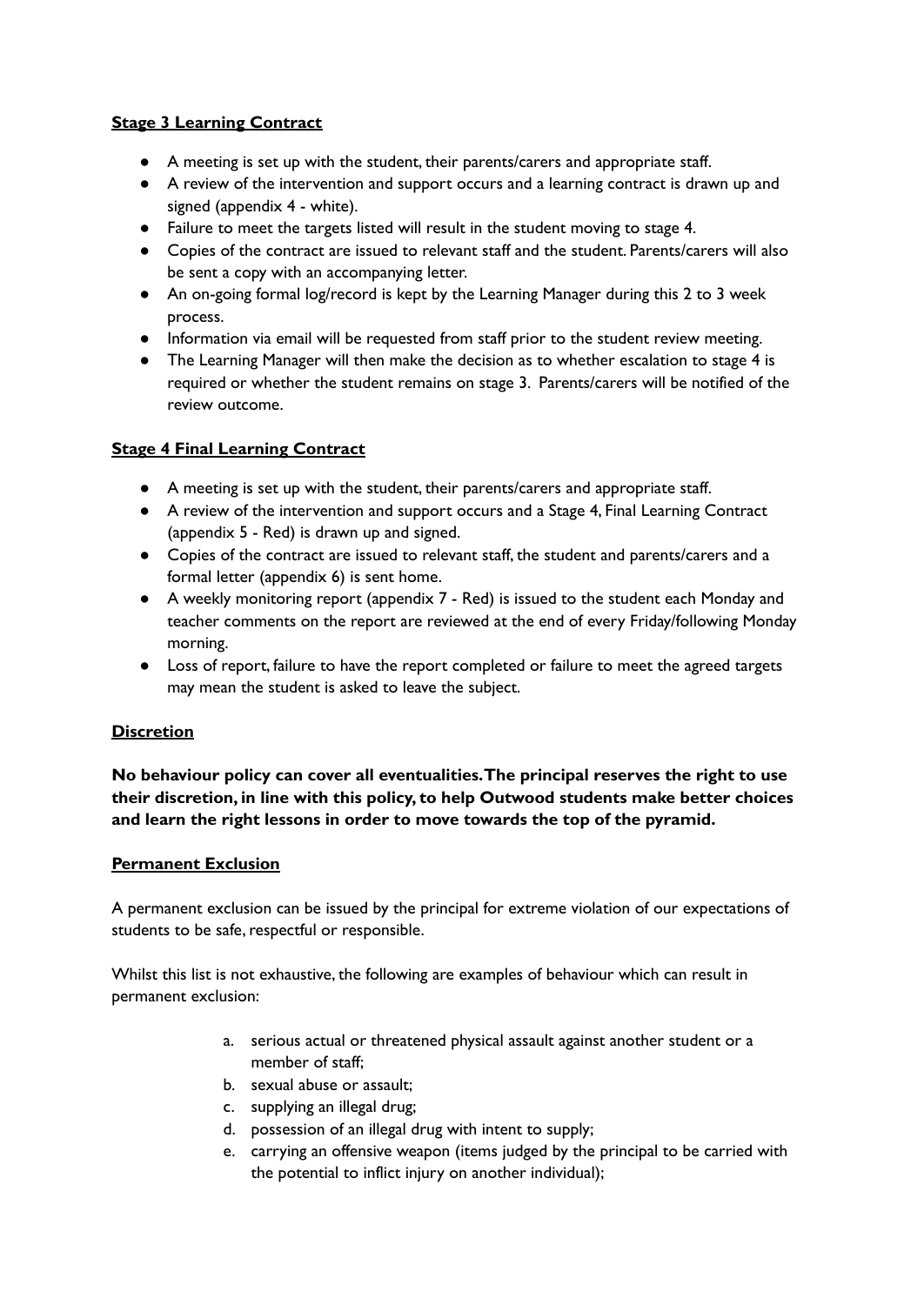**Stage 3 Learning Contract**

- A meeting is set up with the student, their parents/carers and appropriate staff.
- A review of the intervention and support occurs and a learning contract is drawn up and signed (appendix 4 - white).
- Failure to meet the targets listed will result in the student moving to stage 4.
- Copies of the contract are issued to relevant staff and the student. Parents/carers will also be sent a copy with an accompanying letter.
- An on-going formal log/record is kept by the Learning Manager during this 2 to 3 week process.
- Information via email will be requested from staff prior to the student review meeting.
- The Learning Manager will then make the decision as to whether escalation to stage 4 is required or whether the student remains on stage 3. Parents/carers will be notified of the review outcome.

**Stage 4 Final Learning Contract**

- A meeting is set up with the student, their parents/carers and appropriate staff.
- A review of the intervention and support occurs and a Stage 4, Final Learning Contract (appendix 5 - Red) is drawn up and signed.
- Copies of the contract are issued to relevant staff, the student and parents/carers and a formal letter (appendix 6) is sent home.
- A weekly monitoring report (appendix 7 - Red) is issued to the student each Monday and teacher comments on the report are reviewed at the end of every Friday/following Monday morning.
- Loss of report, failure to have the report completed or failure to meet the agreed targets may mean the student is asked to leave the subject.

**Discretion**

**No behaviour policy can cover all eventualities. The principal reserves the right to use their discretion, in line with this policy, to help Outwood students make better choices and learn the right lessons in order to move towards the top of the pyramid.**

**Permanent Exclusion**

A permanent exclusion can be issued by the principal for extreme violation of our expectations of students to be safe, respectful or responsible.

Whilst this list is not exhaustive, the following are examples of behaviour which can result in permanent exclusion:

a. serious actual or threatened physical assault against another student or a member of staff;
b. sexual abuse or assault;
c. supplying an illegal drug;
d. possession of an illegal drug with intent to supply;
e. carrying an offensive weapon (items judged by the principal to be carried with the potential to inflict injury on another individual);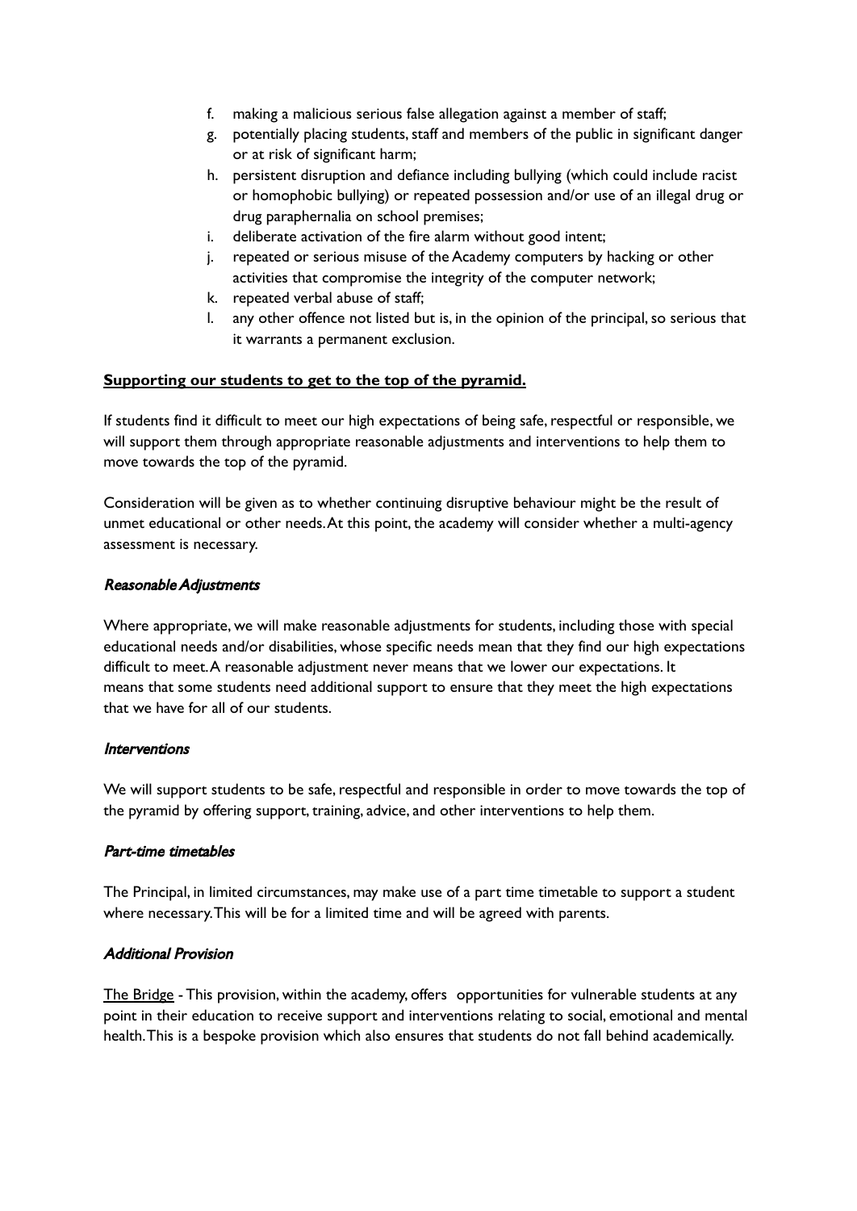f. making a malicious serious false allegation against a member of staff;
g. potentially placing students, staff and members of the public in significant danger or at risk of significant harm;
h. persistent disruption and defiance including bullying (which could include racist or homophobic bullying) or repeated possession and/or use of an illegal drug or drug paraphernalia on school premises;
i. deliberate activation of the fire alarm without good intent;
j. repeated or serious misuse of the Academy computers by hacking or other activities that compromise the integrity of the computer network;
k. repeated verbal abuse of staff;
l. any other offence not listed but is, in the opinion of the principal, so serious that it warrants a permanent exclusion.

**Supporting our students to get to the top of the pyramid.**

If students find it difficult to meet our high expectations of being safe, respectful or responsible, we will support them through appropriate reasonable adjustments and interventions to help them to move towards the top of the pyramid.

Consideration will be given as to whether continuing disruptive behaviour might be the result of unmet educational or other needs. At this point, the academy will consider whether a multi-agency assessment is necessary.

*Reasonable Adjustments*

Where appropriate, we will make reasonable adjustments for students, including those with special educational needs and/or disabilities, whose specific needs mean that they find our high expectations difficult to meet. A reasonable adjustment never means that we lower our expectations. It means that some students need additional support to ensure that they meet the high expectations that we have for all of our students.

*Interventions*

We will support students to be safe, respectful and responsible in order to move towards the top of the pyramid by offering support, training, advice, and other interventions to help them.

*Part-time timetables*

The Principal, in limited circumstances, may make use of a part time timetable to support a student where necessary. This will be for a limited time and will be agreed with parents.

*Additional Provision*

The Bridge - This provision, within the academy, offers opportunities for vulnerable students at any point in their education to receive support and interventions relating to social, emotional and mental health. This is a bespoke provision which also ensures that students do not fall behind academically.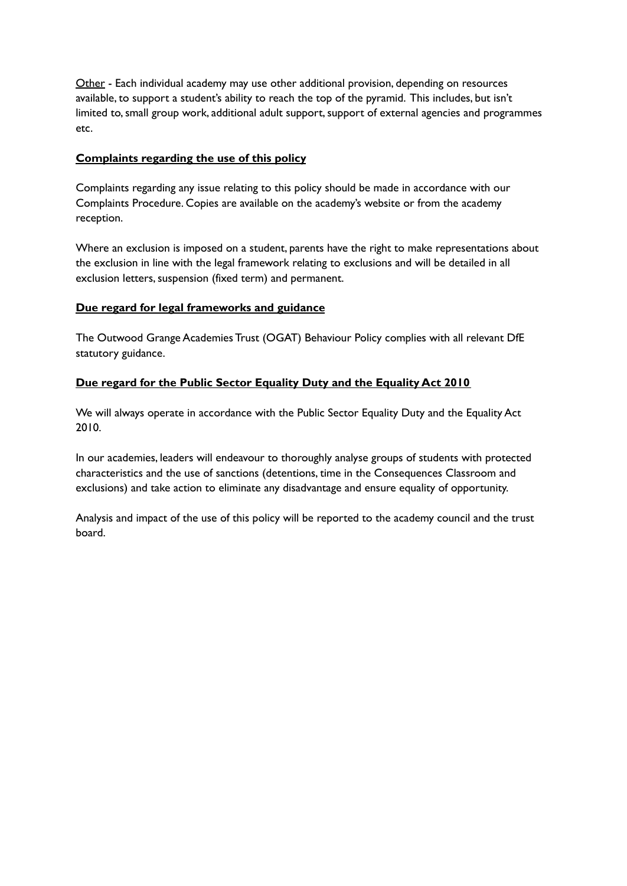<u>Other</u> - Each individual academy may use other additional provision, depending on resources available, to support a student's ability to reach the top of the pyramid. This includes, but isn't limited to, small group work, additional adult support, support of external agencies and programmes etc.

**<u>Complaints regarding the use of this policy</u>**

Complaints regarding any issue relating to this policy should be made in accordance with our Complaints Procedure. Copies are available on the academy's website or from the academy reception.

Where an exclusion is imposed on a student, parents have the right to make representations about the exclusion in line with the legal framework relating to exclusions and will be detailed in all exclusion letters, suspension (fixed term) and permanent.

**<u>Due regard for legal frameworks and guidance</u>**

The Outwood Grange Academies Trust (OGAT) Behaviour Policy complies with all relevant DfE statutory guidance.

**<u>Due regard for the Public Sector Equality Duty and the Equality Act 2010</u>**

We will always operate in accordance with the Public Sector Equality Duty and the Equality Act 2010.

In our academies, leaders will endeavour to thoroughly analyse groups of students with protected characteristics and the use of sanctions (detentions, time in the Consequences Classroom and exclusions) and take action to eliminate any disadvantage and ensure equality of opportunity.

Analysis and impact of the use of this policy will be reported to the academy council and the trust board.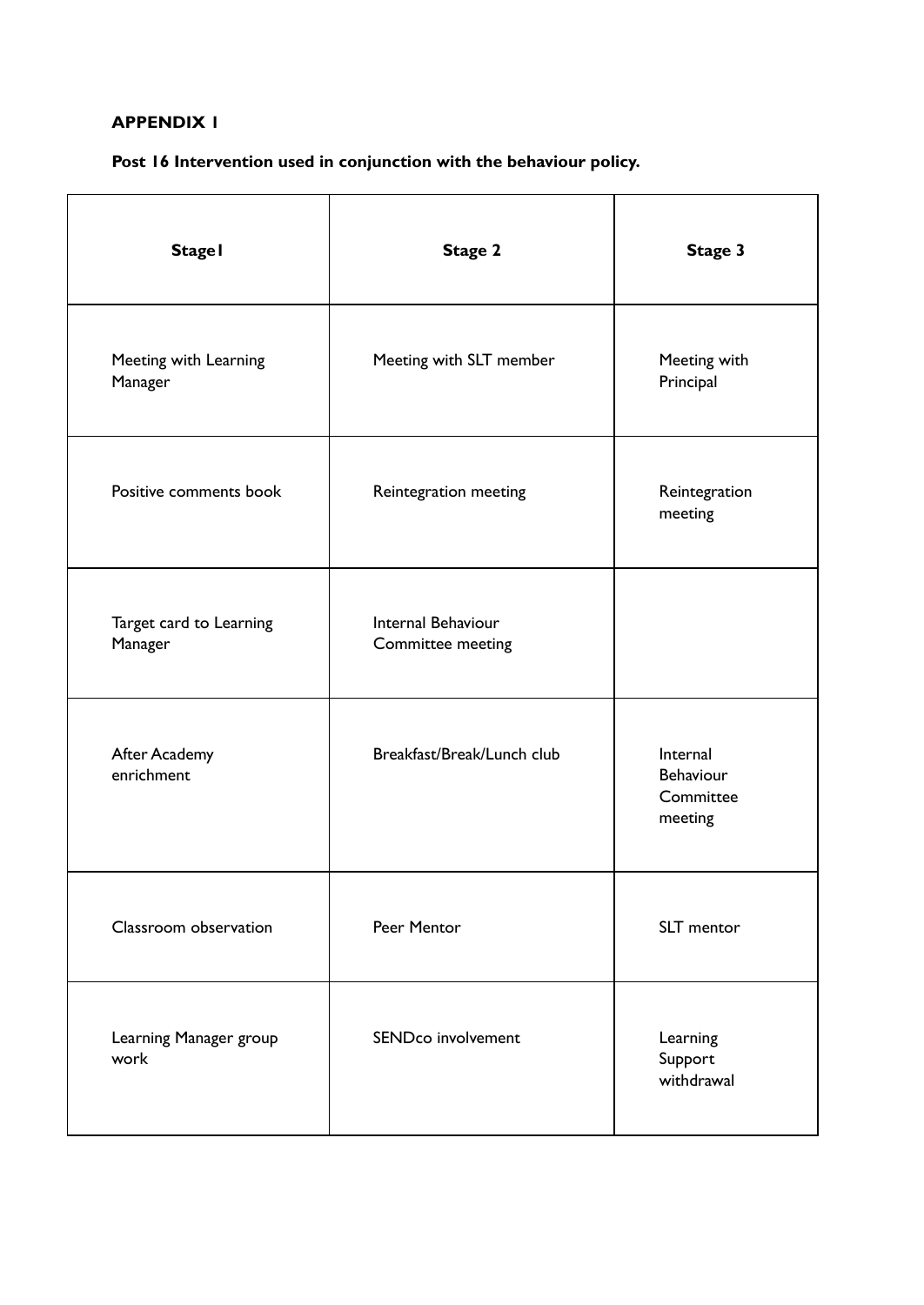**APPENDIX 1**

**Post 16 Intervention used in conjunction with the behaviour policy.**

| **Stage1** | **Stage 2** | **Stage 3** |
|---|---|---|
| Meeting with Learning Manager | Meeting with SLT member | Meeting with Principal |
| Positive comments book | Reintegration meeting | Reintegration meeting |
| Target card to Learning Manager | Internal Behaviour Committee meeting | |
| After Academy enrichment | Breakfast/Break/Lunch club | Internal Behaviour Committee meeting |
| Classroom observation | Peer Mentor | SLT mentor |
| Learning Manager group work | SENDco involvement | Learning Support withdrawal |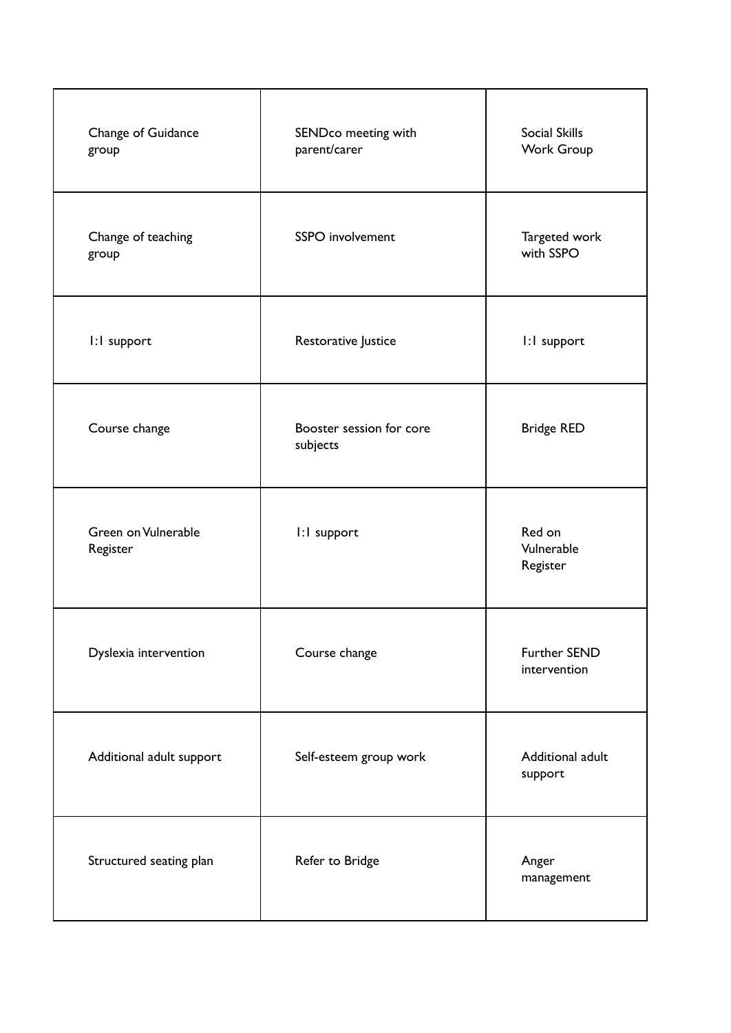| | | |
|---|---|---|
| Change of Guidance group | SENDco meeting with parent/carer | Social Skills Work Group |
| Change of teaching group | SSPO involvement | Targeted work with SSPO |
| 1:1 support | Restorative Justice | 1:1 support |
| Course change | Booster session for core subjects | Bridge RED |
| Green on Vulnerable Register | 1:1 support | Red on Vulnerable Register |
| Dyslexia intervention | Course change | Further SEND intervention |
| Additional adult support | Self-esteem group work | Additional adult support |
| Structured seating plan | Refer to Bridge | Anger management |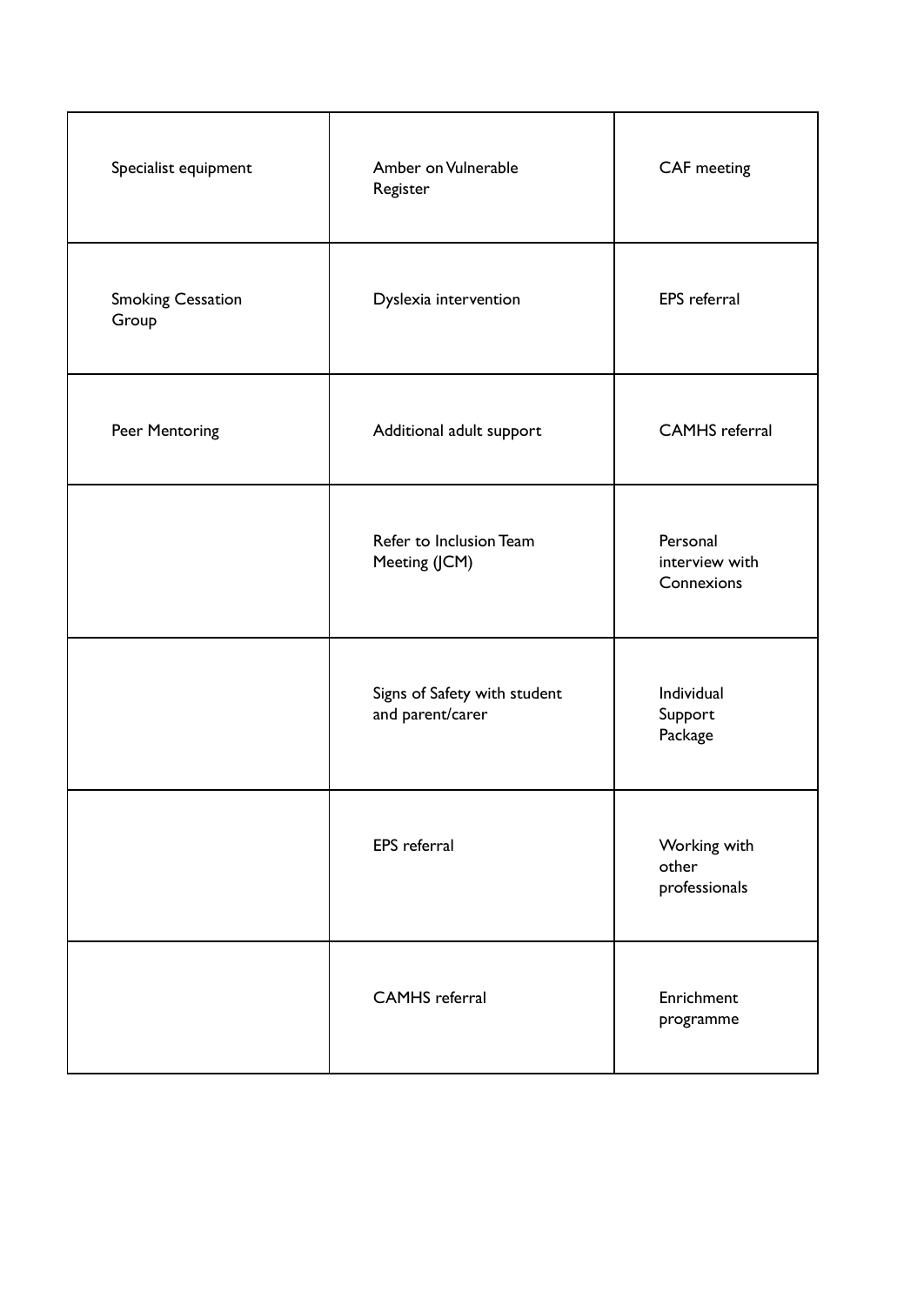| | | |
|---|---|---|
| Specialist equipment | Amber on Vulnerable Register | CAF meeting |
| Smoking Cessation Group | Dyslexia intervention | EPS referral |
| Peer Mentoring | Additional adult support | CAMHS referral |
| | Refer to Inclusion Team Meeting (JCM) | Personal interview with Connexions |
| | Signs of Safety with student and parent/carer | Individual Support Package |
| | EPS referral | Working with other professionals |
| | CAMHS referral | Enrichment programme |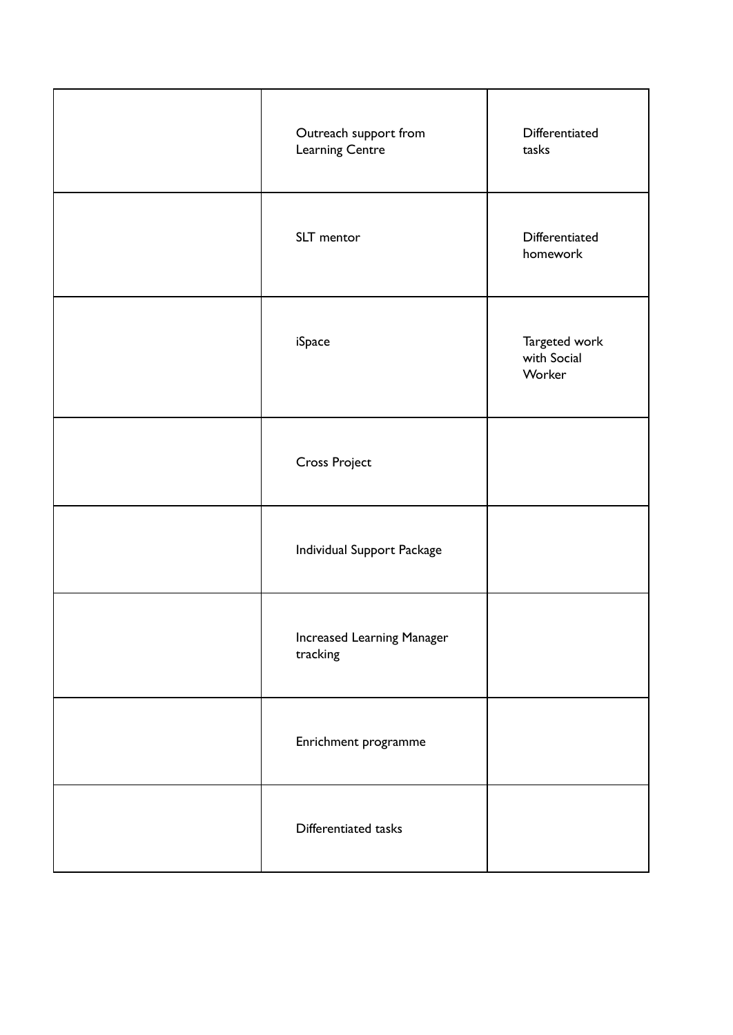| | | |
|---|---|---|
| | Outreach support from Learning Centre | Differentiated tasks |
| | SLT mentor | Differentiated homework |
| | iSpace | Targeted work with Social Worker |
| | Cross Project | |
| | Individual Support Package | |
| | Increased Learning Manager tracking | |
| | Enrichment programme | |
| | Differentiated tasks | |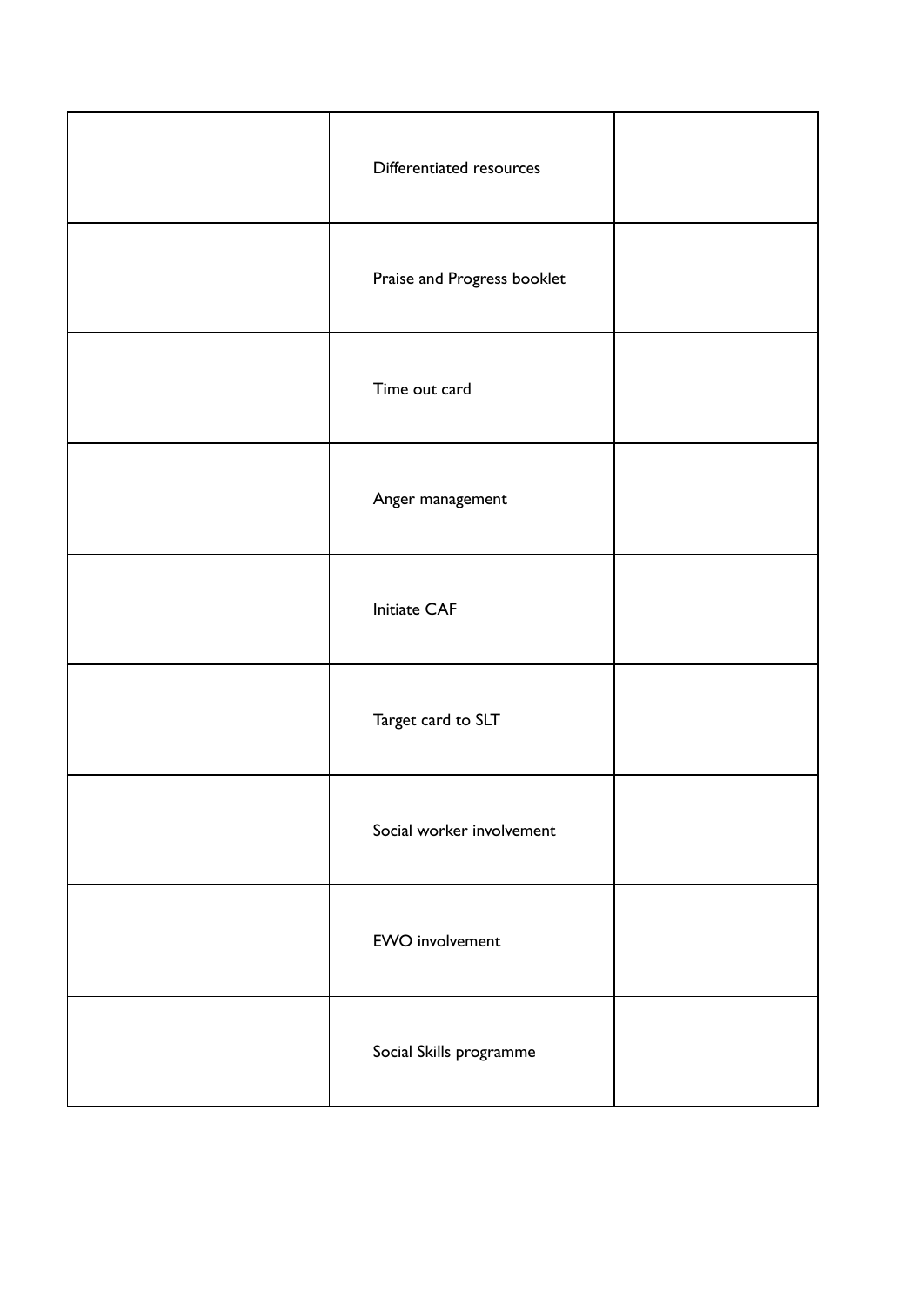| | | |
|---|---|---|
| | Differentiated resources | |
| | Praise and Progress booklet | |
| | Time out card | |
| | Anger management | |
| | Initiate CAF | |
| | Target card to SLT | |
| | Social worker involvement | |
| | EWO involvement | |
| | Social Skills programme | |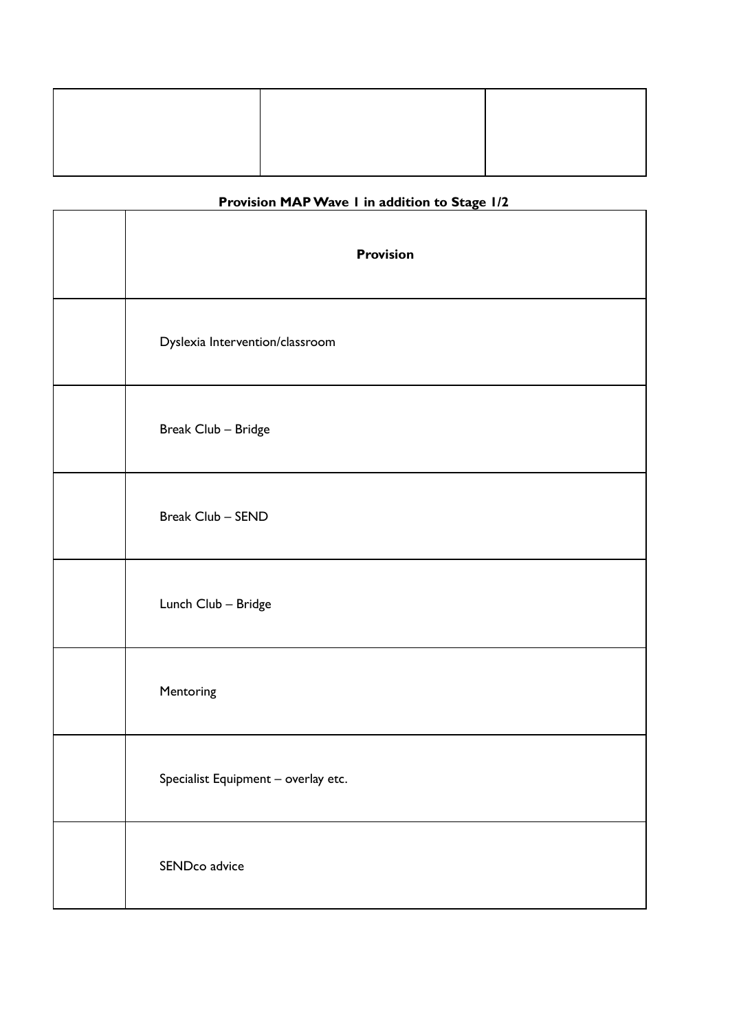| | | |
|---|---|---|
| | | |

**Provision MAP Wave 1 in addition to Stage 1/2**

| | **Provision** |
|---|---|
| | Dyslexia Intervention/classroom |
| | Break Club – Bridge |
| | Break Club – SEND |
| | Lunch Club – Bridge |
| | Mentoring |
| | Specialist Equipment – overlay etc. |
| | SENDco advice |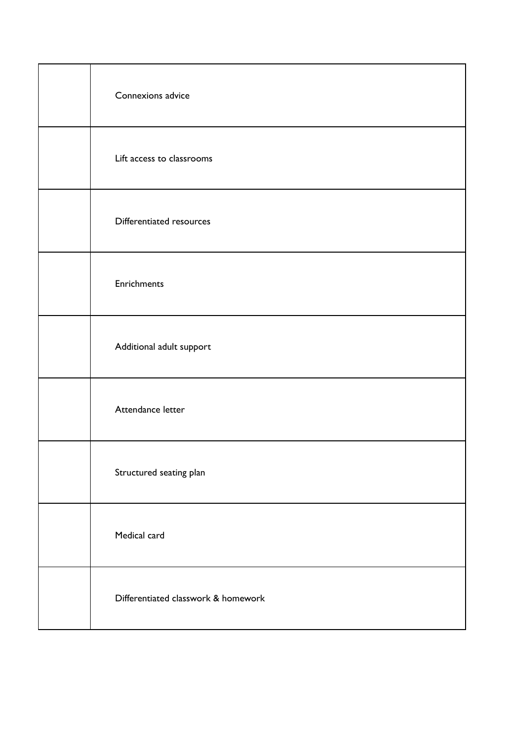| | |
|---|---|
| | Connexions advice |
| | Lift access to classrooms |
| | Differentiated resources |
| | Enrichments |
| | Additional adult support |
| | Attendance letter |
| | Structured seating plan |
| | Medical card |
| | Differentiated classwork & homework |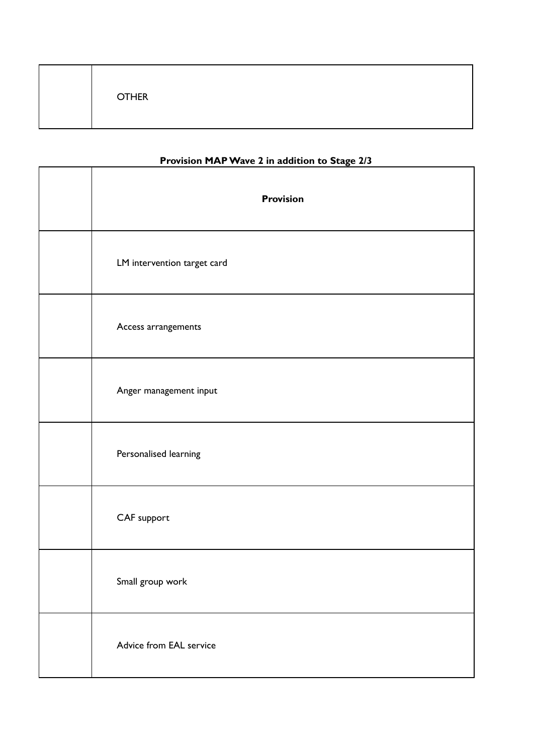|  | OTHER |
|---|---|

**Provision MAP Wave 2 in addition to Stage 2/3**

|  | Provision |
|---|---|
|  | LM intervention target card |
|  | Access arrangements |
|  | Anger management input |
|  | Personalised learning |
|  | CAF support |
|  | Small group work |
|  | Advice from EAL service |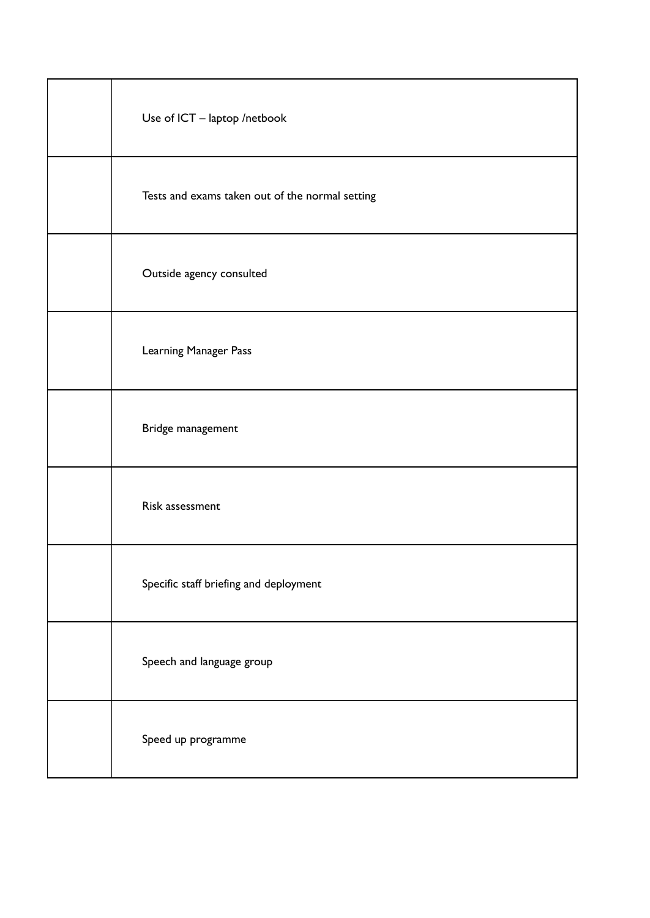| | |
|---|---|
| | Use of ICT – laptop /netbook |
| | Tests and exams taken out of the normal setting |
| | Outside agency consulted |
| | Learning Manager Pass |
| | Bridge management |
| | Risk assessment |
| | Specific staff briefing and deployment |
| | Speech and language group |
| | Speed up programme |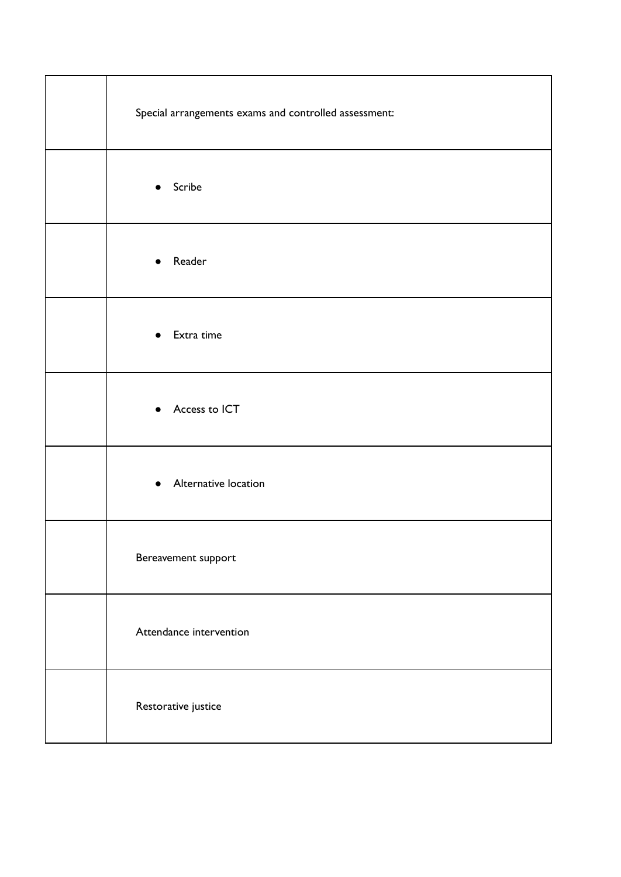| | |
|---|---|
| | Special arrangements exams and controlled assessment: |
| | • Scribe |
| | • Reader |
| | • Extra time |
| | • Access to ICT |
| | • Alternative location |
| | Bereavement support |
| | Attendance intervention |
| | Restorative justice |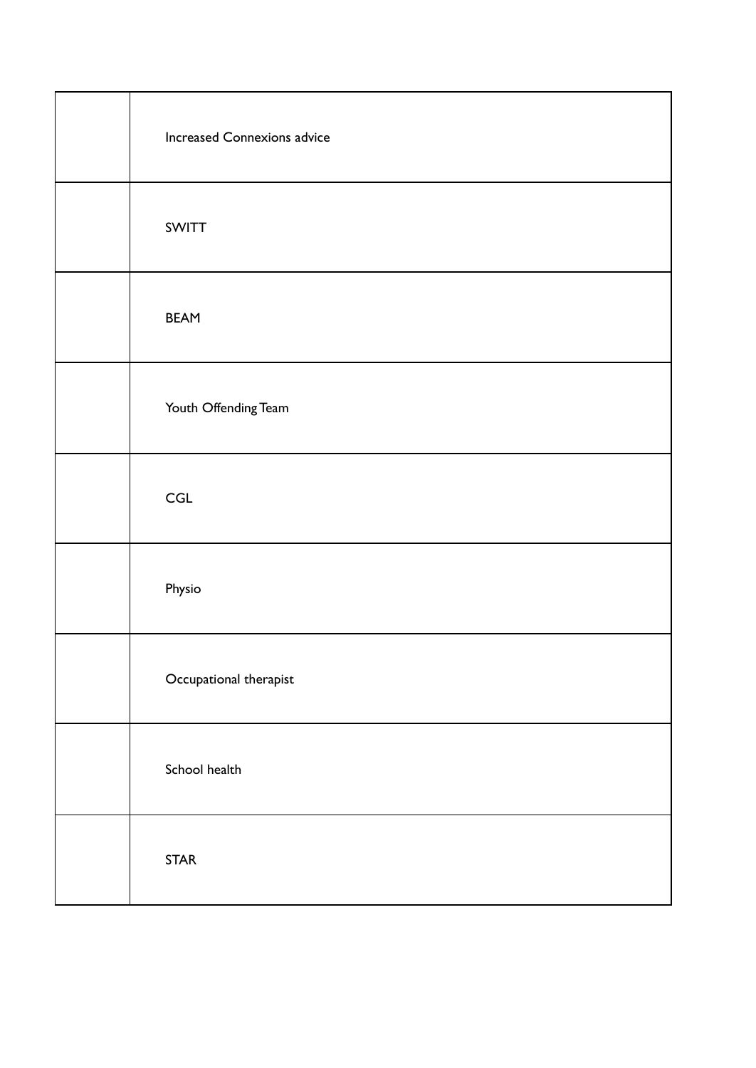| | |
|---|---|
| | Increased Connexions advice |
| | SWITT |
| | BEAM |
| | Youth Offending Team |
| | CGL |
| | Physio |
| | Occupational therapist |
| | School health |
| | STAR |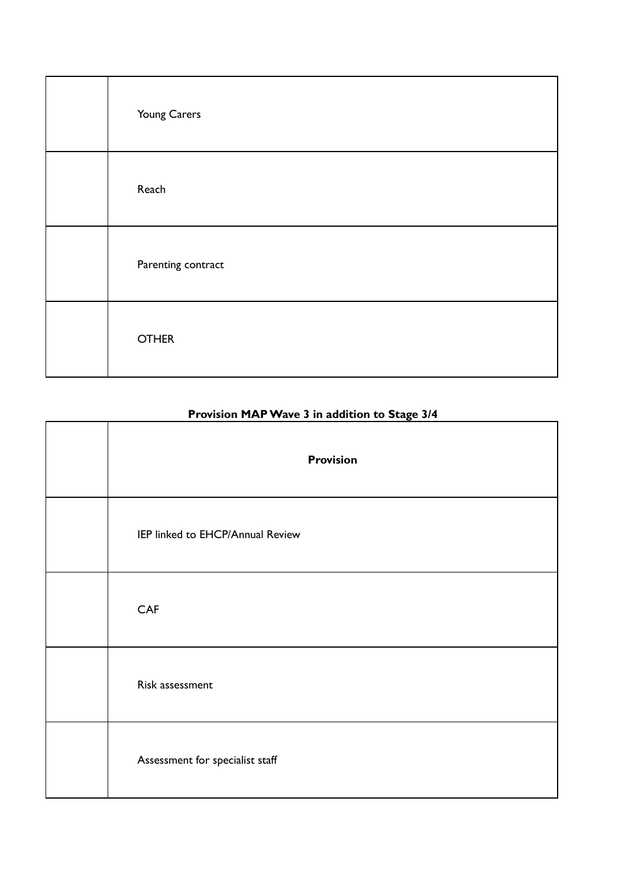| | |
|---|---|
| | Young Carers |
| | Reach |
| | Parenting contract |
| | OTHER |

**Provision MAP Wave 3 in addition to Stage 3/4**

| | **Provision** |
|---|---|
| | IEP linked to EHCP/Annual Review |
| | CAF |
| | Risk assessment |
| | Assessment for specialist staff |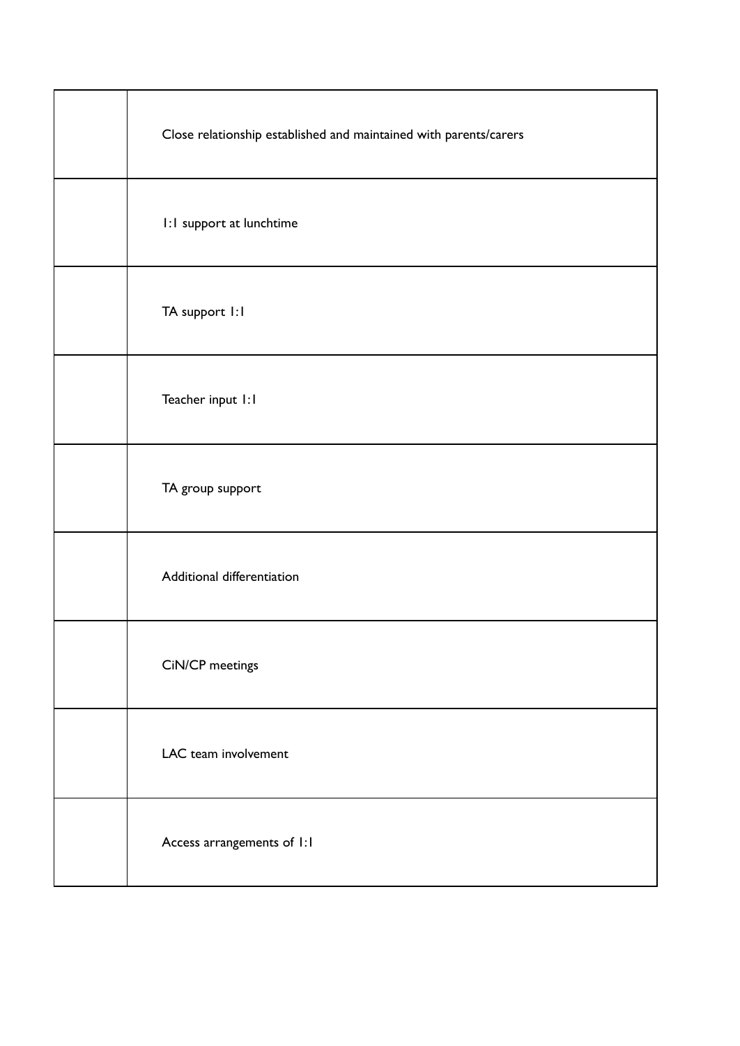| | |
|---|---|
| | Close relationship established and maintained with parents/carers |
| | 1:1 support at lunchtime |
| | TA support 1:1 |
| | Teacher input 1:1 |
| | TA group support |
| | Additional differentiation |
| | CiN/CP meetings |
| | LAC team involvement |
| | Access arrangements of 1:1 |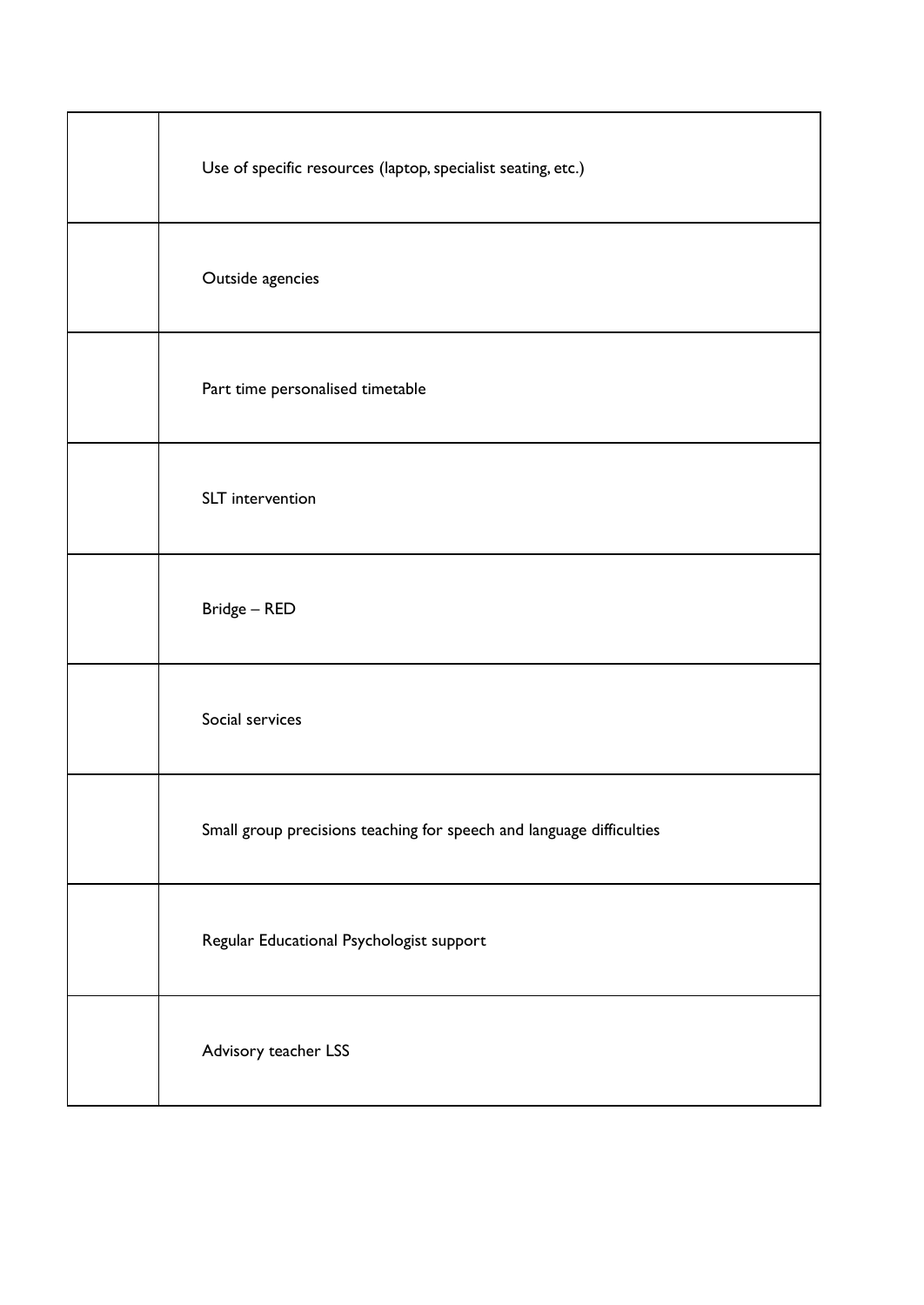| | |
|---|---|
| | Use of specific resources (laptop, specialist seating, etc.) |
| | Outside agencies |
| | Part time personalised timetable |
| | SLT intervention |
| | Bridge – RED |
| | Social services |
| | Small group precisions teaching for speech and language difficulties |
| | Regular Educational Psychologist support |
| | Advisory teacher LSS |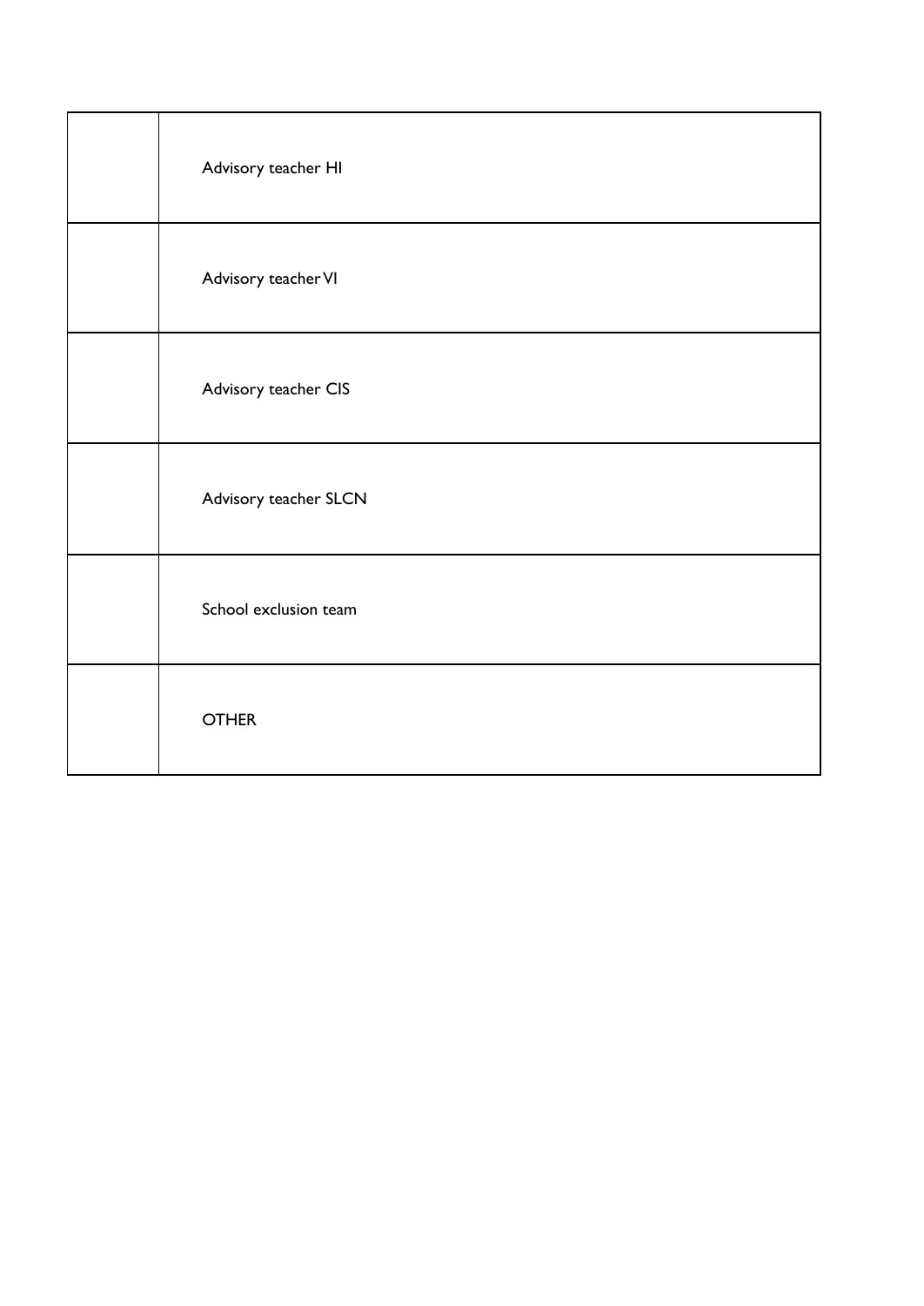| | |
|---|---|
| | Advisory teacher HI |
| | Advisory teacher VI |
| | Advisory teacher CIS |
| | Advisory teacher SLCN |
| | School exclusion team |
| | OTHER |